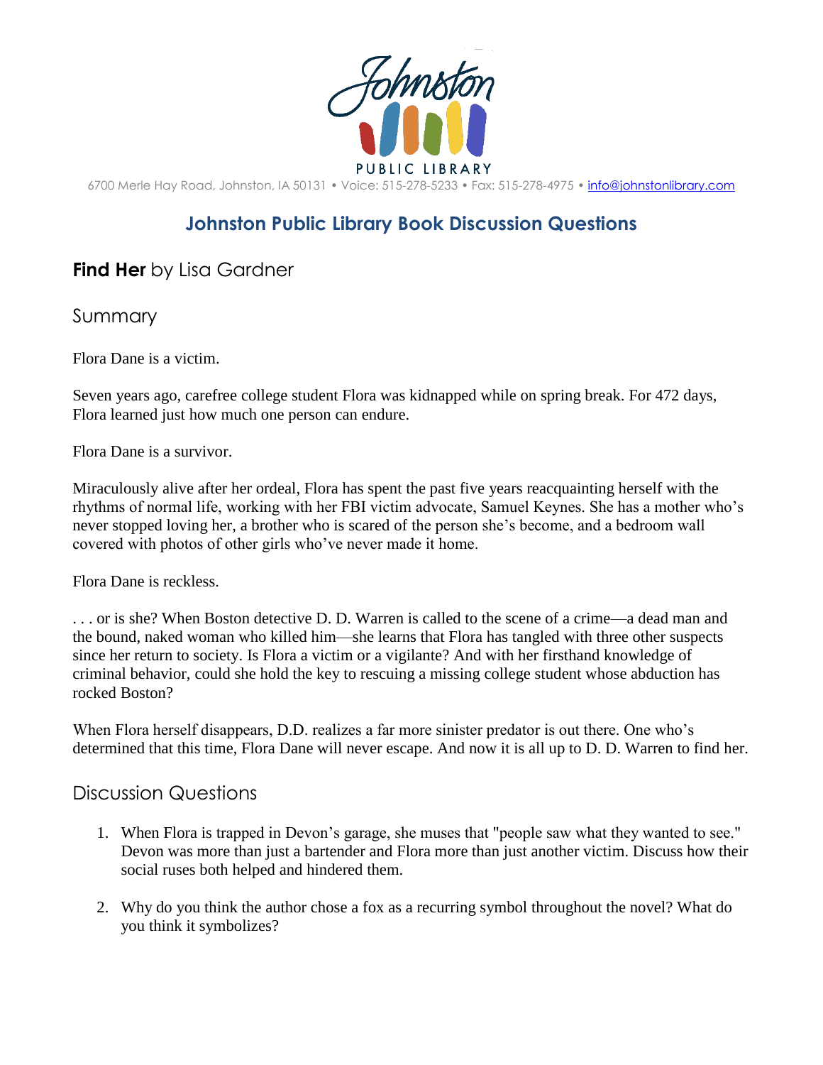Johnston PUBLIC LIBRARY

6700 Merle Hay Road, Johnston, IA 50131 • Voice: 515-278-5233 • Fax: 515-278-4975 • info@johnstonlibrary.com

# Johnston Public Library Book Discussion Questions

## **Find Her** by Lisa Gardner

### Summary

Flora Dane is a victim.

Seven years ago, carefree college student Flora was kidnapped while on spring break. For 472 days, Flora learned just how much one person can endure.

Flora Dane is a survivor.

Miraculously alive after her ordeal, Flora has spent the past five years reacquainting herself with the rhythms of normal life, working with her FBI victim advocate, Samuel Keynes. She has a mother who's never stopped loving her, a brother who is scared of the person she's become, and a bedroom wall covered with photos of other girls who've never made it home.

Flora Dane is reckless.

. . . or is she? When Boston detective D. D. Warren is called to the scene of a crime—a dead man and the bound, naked woman who killed him—she learns that Flora has tangled with three other suspects since her return to society. Is Flora a victim or a vigilante? And with her firsthand knowledge of criminal behavior, could she hold the key to rescuing a missing college student whose abduction has rocked Boston?

When Flora herself disappears, D.D. realizes a far more sinister predator is out there. One who's determined that this time, Flora Dane will never escape. And now it is all up to D. D. Warren to find her.

### Discussion Questions

1. When Flora is trapped in Devon's garage, she muses that "people saw what they wanted to see." Devon was more than just a bartender and Flora more than just another victim. Discuss how their social ruses both helped and hindered them.

2. Why do you think the author chose a fox as a recurring symbol throughout the novel? What do you think it symbolizes?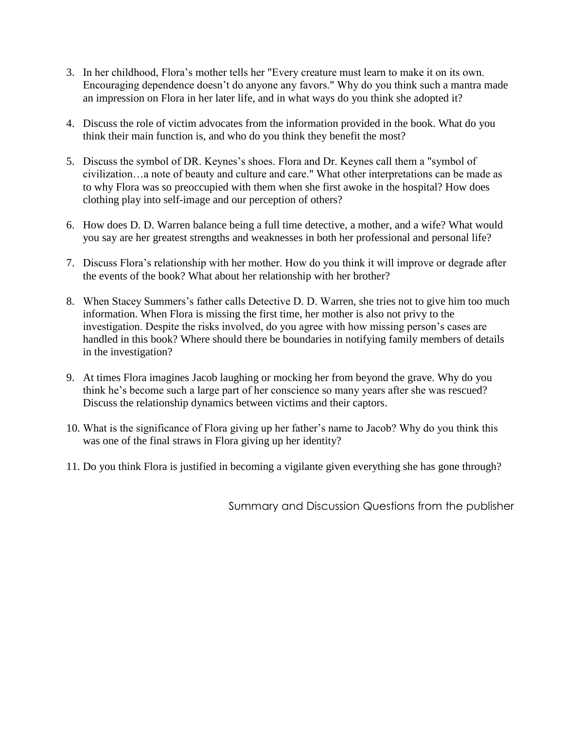3. In her childhood, Flora's mother tells her "Every creature must learn to make it on its own. Encouraging dependence doesn't do anyone any favors." Why do you think such a mantra made an impression on Flora in her later life, and in what ways do you think she adopted it?

4. Discuss the role of victim advocates from the information provided in the book. What do you think their main function is, and who do you think they benefit the most?

5. Discuss the symbol of DR. Keynes's shoes. Flora and Dr. Keynes call them a "symbol of civilization…a note of beauty and culture and care." What other interpretations can be made as to why Flora was so preoccupied with them when she first awoke in the hospital? How does clothing play into self-image and our perception of others?

6. How does D. D. Warren balance being a full time detective, a mother, and a wife? What would you say are her greatest strengths and weaknesses in both her professional and personal life?

7. Discuss Flora's relationship with her mother. How do you think it will improve or degrade after the events of the book? What about her relationship with her brother?

8. When Stacey Summers's father calls Detective D. D. Warren, she tries not to give him too much information. When Flora is missing the first time, her mother is also not privy to the investigation. Despite the risks involved, do you agree with how missing person's cases are handled in this book? Where should there be boundaries in notifying family members of details in the investigation?

9. At times Flora imagines Jacob laughing or mocking her from beyond the grave. Why do you think he's become such a large part of her conscience so many years after she was rescued? Discuss the relationship dynamics between victims and their captors.

10. What is the significance of Flora giving up her father's name to Jacob? Why do you think this was one of the final straws in Flora giving up her identity?

11. Do you think Flora is justified in becoming a vigilante given everything she has gone through?

Summary and Discussion Questions from the publisher